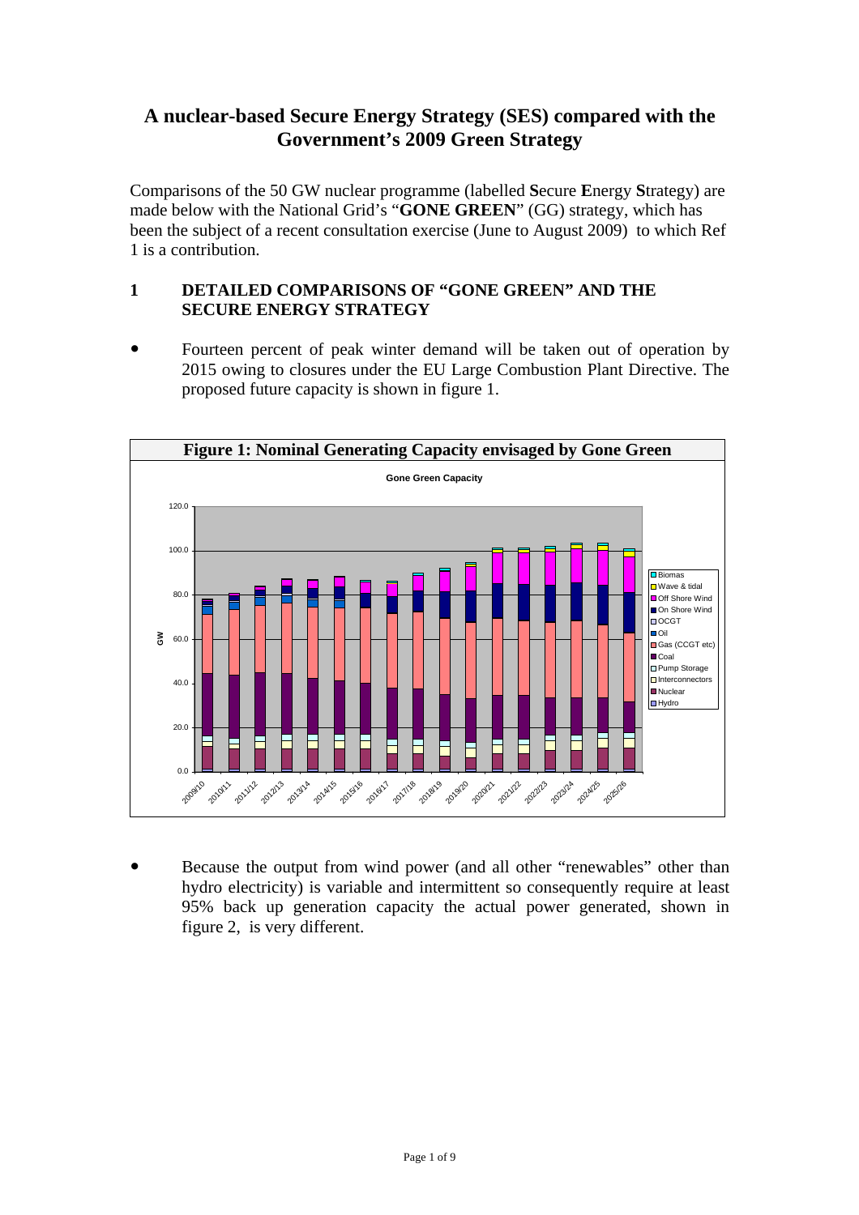# A nuclear-based Secure Energy Strategy (SES) compared with the Government's 2009 Green Strategy

Comparisons of the 50 GW nuclear programme (labelled **S**ecure **E**nergy **S**trategy) are made below with the National Grid's "**GONE GREEN**" (GG) strategy, which has been the subject of a recent consultation exercise (June to August 2009) to which Ref 1 is a contribution.

## 1 DETAILED COMPARISONS OF "GONE GREEN" AND THE SECURE ENERGY STRATEGY

- Fourteen percent of peak winter demand will be taken out of operation by 2015 owing to closures under the EU Large Combustion Plant Directive. The proposed future capacity is shown in figure 1.

**Figure 1: Nominal Generating Capacity envisaged by Gone Green**

- Because the output from wind power (and all other "renewables" other than hydro electricity) is variable and intermittent so consequently require at least 95% back up generation capacity the actual power generated, shown in figure 2, is very different.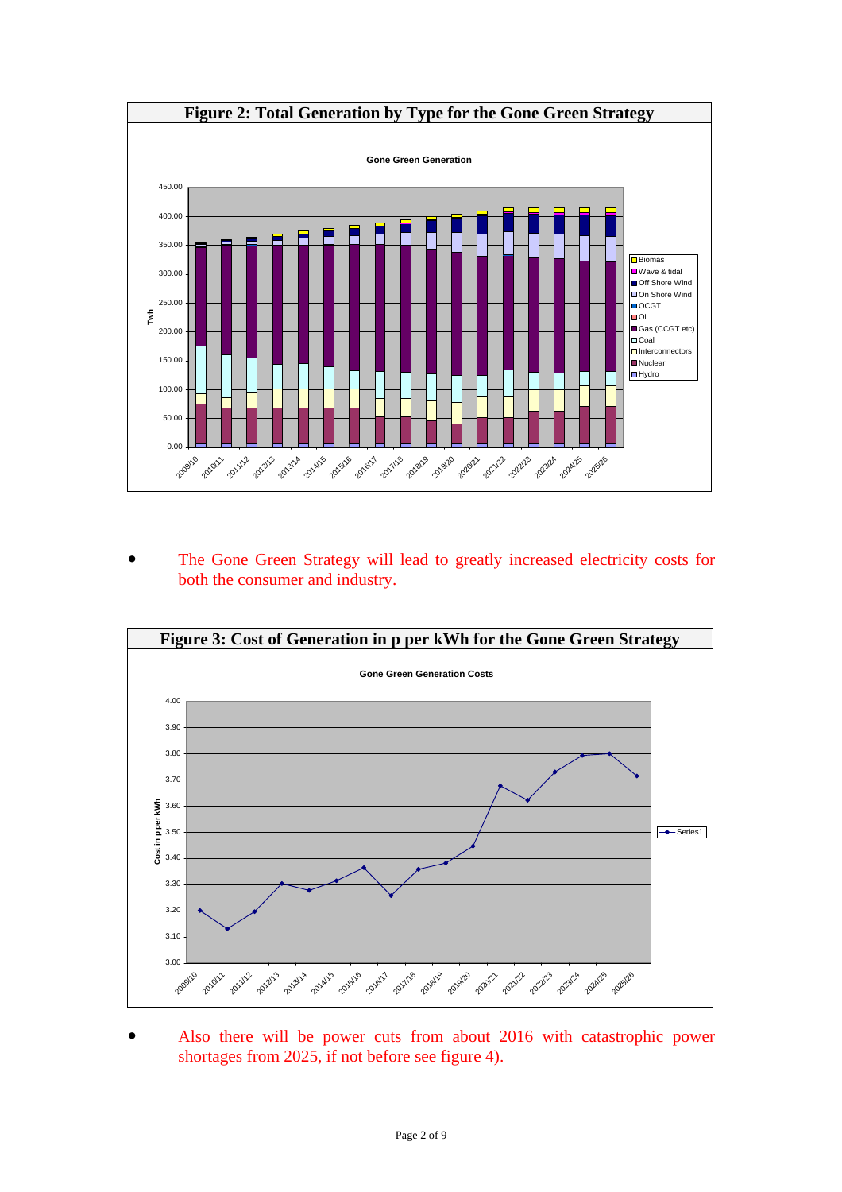**Figure 2: Total Generation by Type for the Gone Green Strategy**

- The Gone Green Strategy will lead to greatly increased electricity costs for both the consumer and industry.

**Figure 3: Cost of Generation in p per kWh for the Gone Green Strategy**

- Also there will be power cuts from about 2016 with catastrophic power shortages from 2025, if not before see figure 4).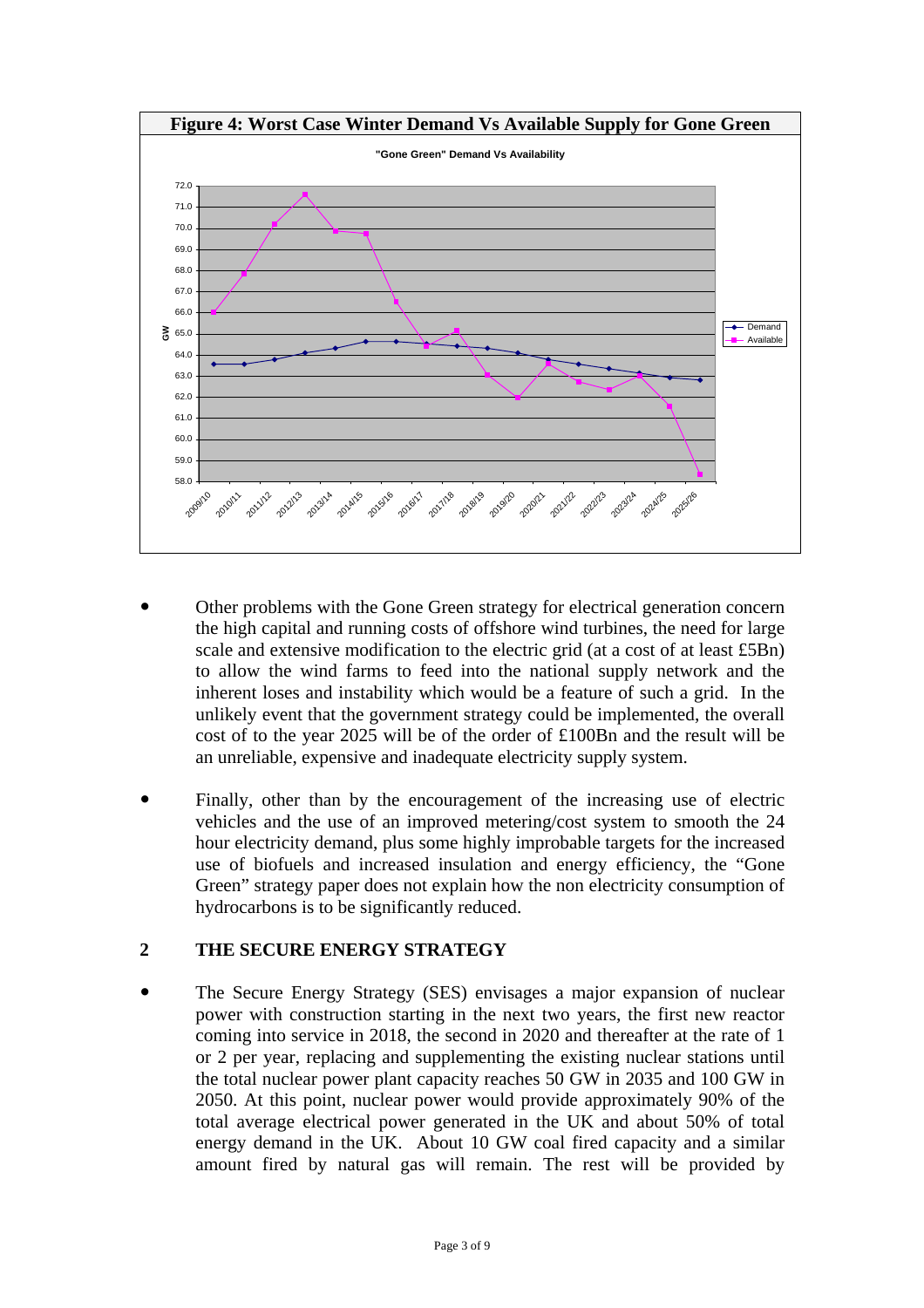**Figure 4: Worst Case Winter Demand Vs Available Supply for Gone Green**

- Other problems with the Gone Green strategy for electrical generation concern the high capital and running costs of offshore wind turbines, the need for large scale and extensive modification to the electric grid (at a cost of at least £5Bn) to allow the wind farms to feed into the national supply network and the inherent loses and instability which would be a feature of such a grid. In the unlikely event that the government strategy could be implemented, the overall cost of to the year 2025 will be of the order of £100Bn and the result will be an unreliable, expensive and inadequate electricity supply system.

- Finally, other than by the encouragement of the increasing use of electric vehicles and the use of an improved metering/cost system to smooth the 24 hour electricity demand, plus some highly improbable targets for the increased use of biofuels and increased insulation and energy efficiency, the "Gone Green" strategy paper does not explain how the non electricity consumption of hydrocarbons is to be significantly reduced.

## 2 THE SECURE ENERGY STRATEGY

- The Secure Energy Strategy (SES) envisages a major expansion of nuclear power with construction starting in the next two years, the first new reactor coming into service in 2018, the second in 2020 and thereafter at the rate of 1 or 2 per year, replacing and supplementing the existing nuclear stations until the total nuclear power plant capacity reaches 50 GW in 2035 and 100 GW in 2050. At this point, nuclear power would provide approximately 90% of the total average electrical power generated in the UK and about 50% of total energy demand in the UK. About 10 GW coal fired capacity and a similar amount fired by natural gas will remain. The rest will be provided by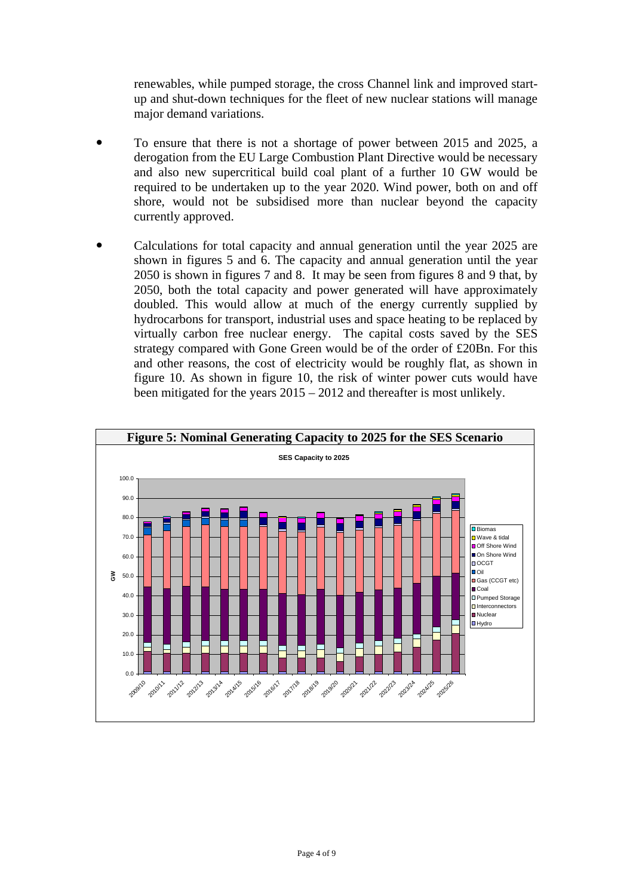renewables, while pumped storage, the cross Channel link and improved start-up and shut-down techniques for the fleet of new nuclear stations will manage major demand variations.

- To ensure that there is not a shortage of power between 2015 and 2025, a derogation from the EU Large Combustion Plant Directive would be necessary and also new supercritical build coal plant of a further 10 GW would be required to be undertaken up to the year 2020. Wind power, both on and off shore, would not be subsidised more than nuclear beyond the capacity currently approved.

- Calculations for total capacity and annual generation until the year 2025 are shown in figures 5 and 6. The capacity and annual generation until the year 2050 is shown in figures 7 and 8. It may be seen from figures 8 and 9 that, by 2050, both the total capacity and power generated will have approximately doubled. This would allow at much of the energy currently supplied by hydrocarbons for transport, industrial uses and space heating to be replaced by virtually carbon free nuclear energy. The capital costs saved by the SES strategy compared with Gone Green would be of the order of £20Bn. For this and other reasons, the cost of electricity would be roughly flat, as shown in figure 10. As shown in figure 10, the risk of winter power cuts would have been mitigated for the years 2015 – 2012 and thereafter is most unlikely.

**Figure 5: Nominal Generating Capacity to 2025 for the SES Scenario**

SES Capacity to 2025

Legend: Biomas, Wave & tidal, Off Shore Wind, On Shore Wind, OCGT, Oil, Gas (CCGT etc), Coal, Pumped Storage, Interconnectors, Nuclear, Hydro

Y-axis: GW (0.0 – 100.0); X-axis: 2009/10 – 2025/26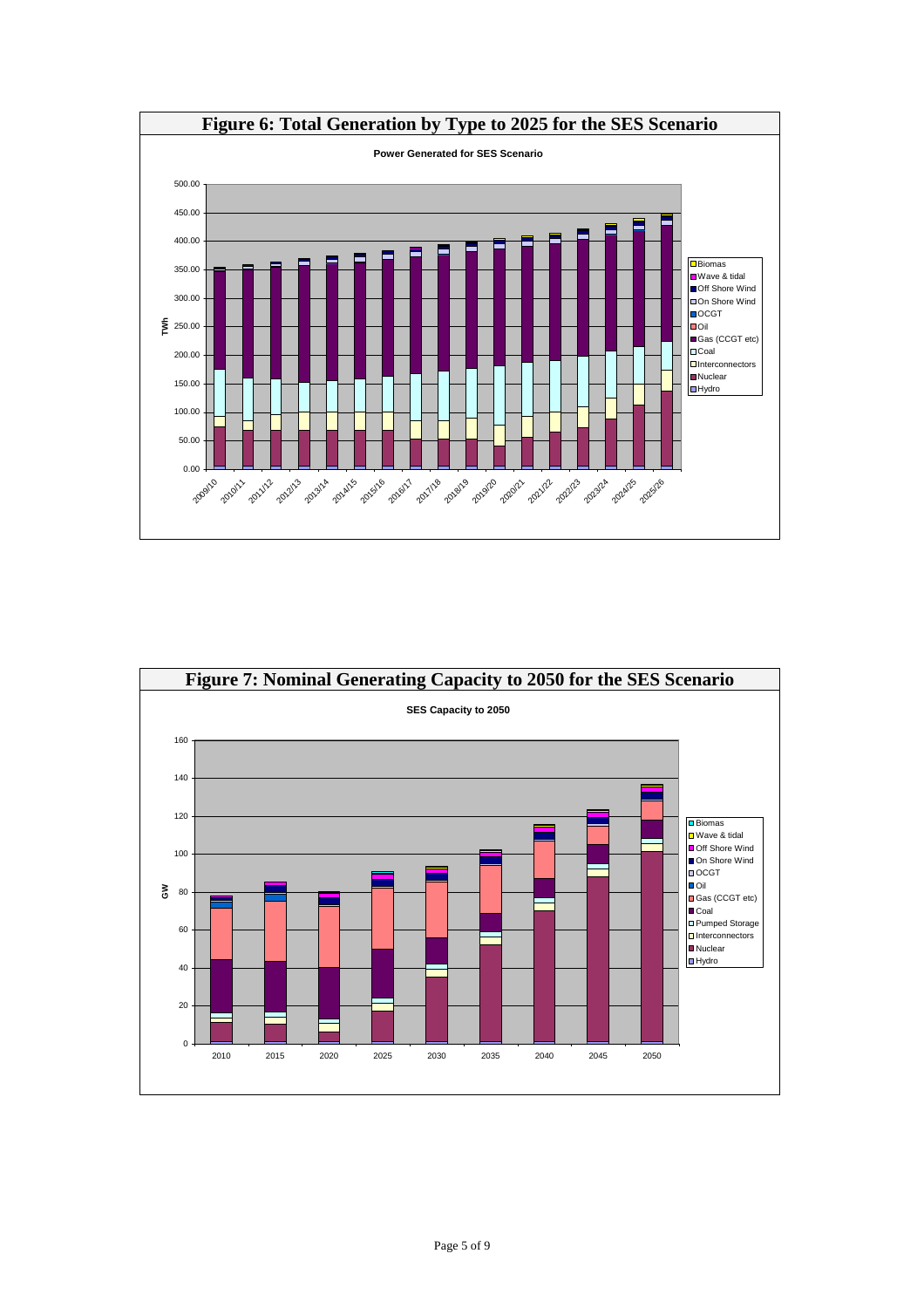**Figure 6: Total Generation by Type to 2025 for the SES Scenario**

Power Generated for SES Scenario

**Figure 7: Nominal Generating Capacity to 2050 for the SES Scenario**

SES Capacity to 2050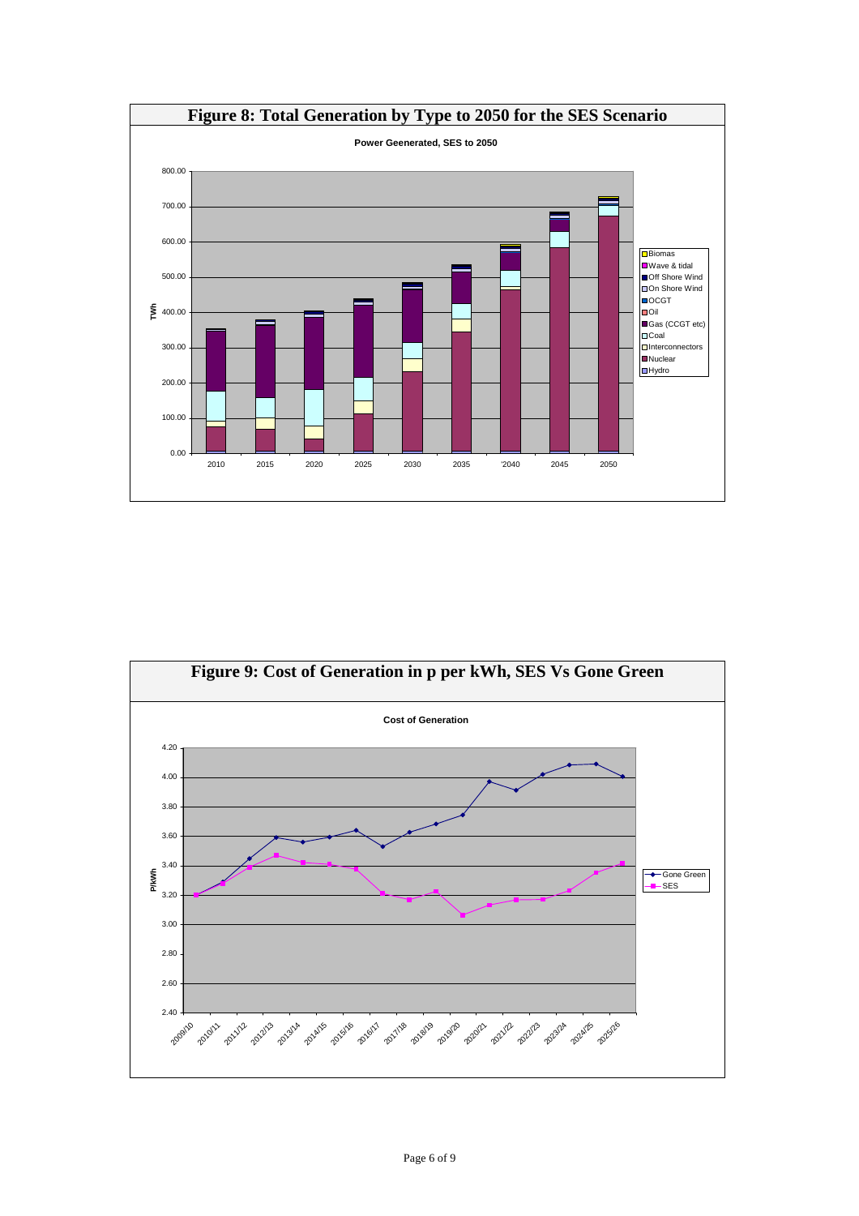**Figure 8: Total Generation by Type to 2050 for the SES Scenario**

**Figure 9: Cost of Generation in p per kWh, SES Vs Gone Green**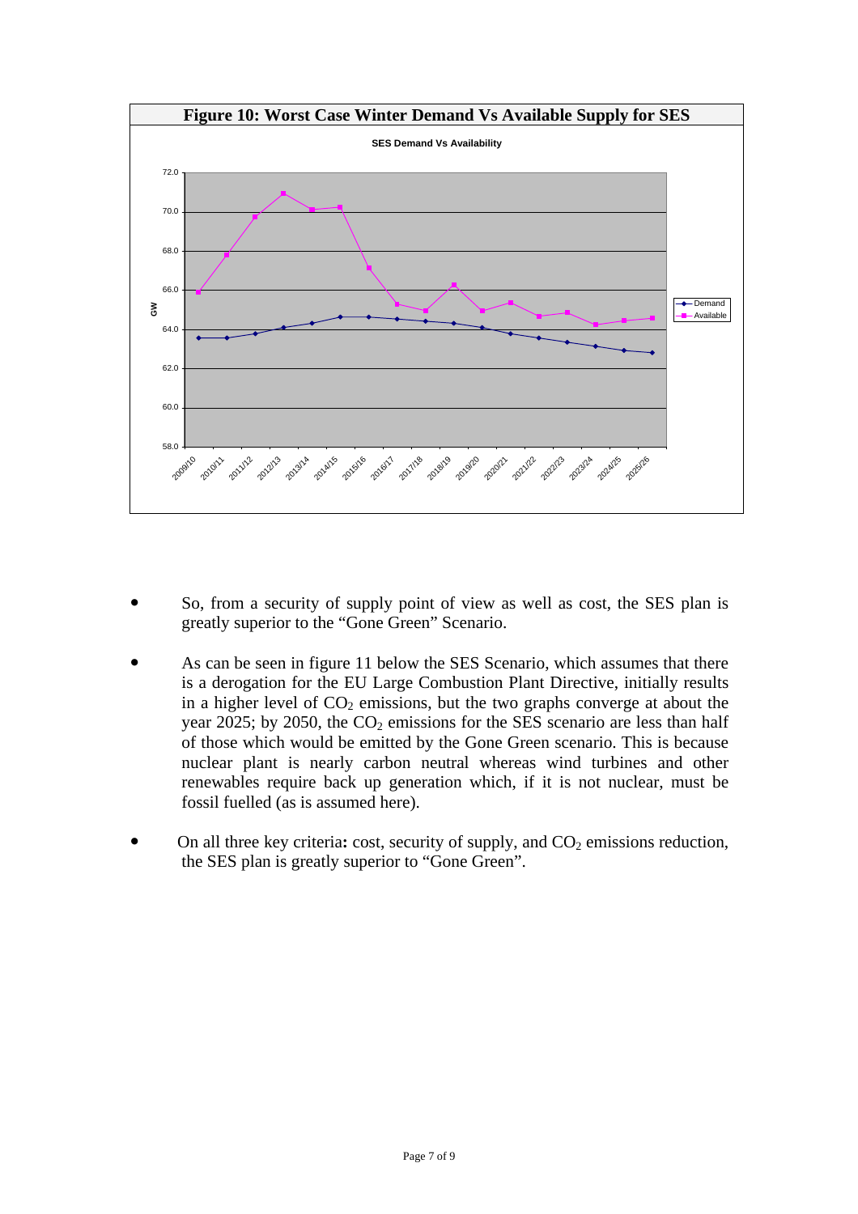**Figure 10: Worst Case Winter Demand Vs Available Supply for SES**

- So, from a security of supply point of view as well as cost, the SES plan is greatly superior to the “Gone Green” Scenario.

- As can be seen in figure 11 below the SES Scenario, which assumes that there is a derogation for the EU Large Combustion Plant Directive, initially results in a higher level of $CO_2$ emissions, but the two graphs converge at about the year 2025; by 2050, the $CO_2$ emissions for the SES scenario are less than half of those which would be emitted by the Gone Green scenario. This is because nuclear plant is nearly carbon neutral whereas wind turbines and other renewables require back up generation which, if it is not nuclear, must be fossil fuelled (as is assumed here).

- On all three key criteria**:** cost, security of supply, and $CO_2$ emissions reduction, the SES plan is greatly superior to “Gone Green”.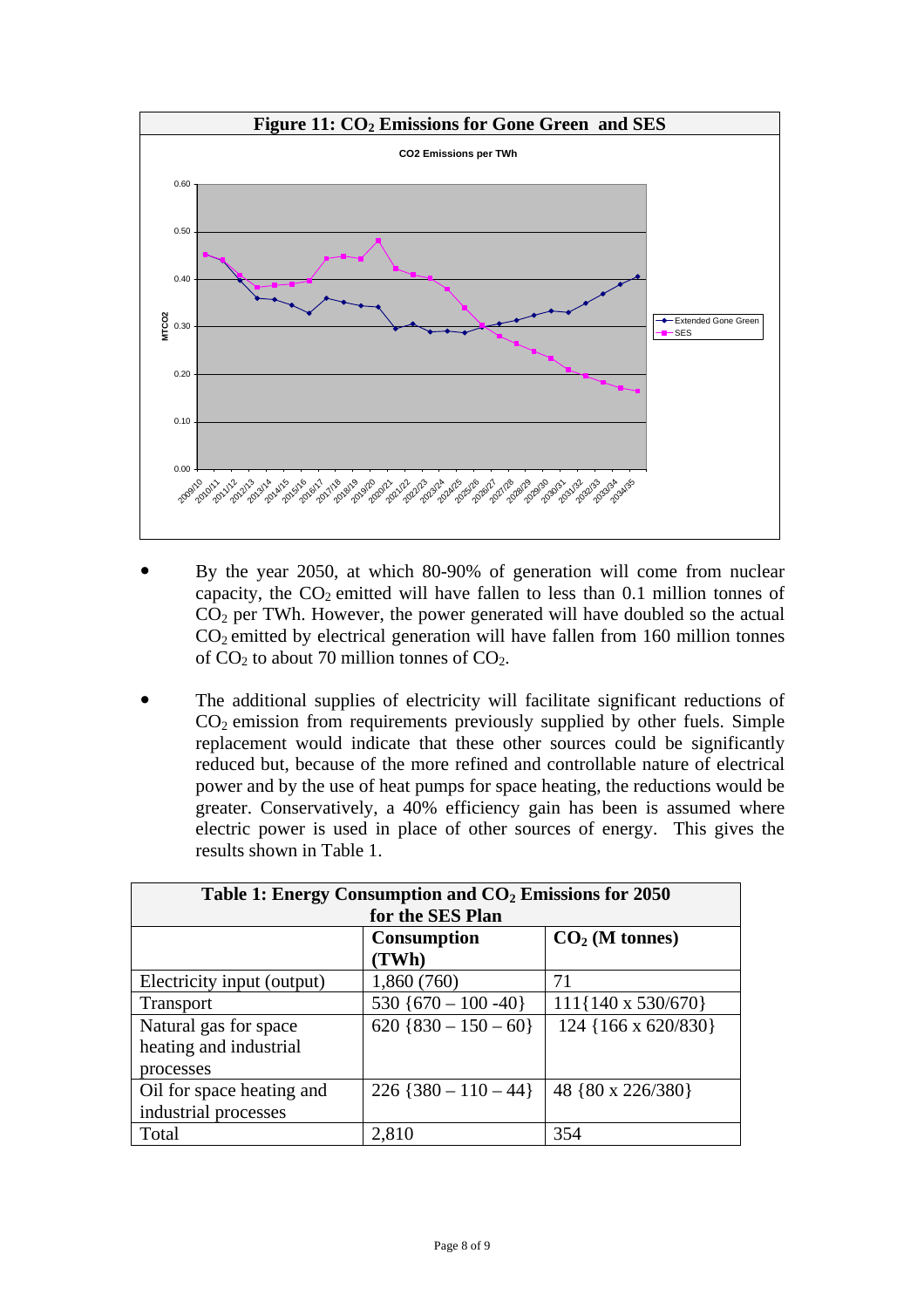**Figure 11: $CO_2$ Emissions for Gone Green and SES**

- By the year 2050, at which 80-90% of generation will come from nuclear capacity, the $CO_2$ emitted will have fallen to less than 0.1 million tonnes of $CO_2$ per TWh. However, the power generated will have doubled so the actual $CO_2$ emitted by electrical generation will have fallen from 160 million tonnes of $CO_2$ to about 70 million tonnes of $CO_2$.

- The additional supplies of electricity will facilitate significant reductions of $CO_2$ emission from requirements previously supplied by other fuels. Simple replacement would indicate that these other sources could be significantly reduced but, because of the more refined and controllable nature of electrical power and by the use of heat pumps for space heating, the reductions would be greater. Conservatively, a 40% efficiency gain has been is assumed where electric power is used in place of other sources of energy. This gives the results shown in Table 1.

**Table 1: Energy Consumption and $CO_2$ Emissions for 2050 for the SES Plan**

| | Consumption (TWh) | $CO_2$ (M tonnes) |
|---|---|---|
| Electricity input (output) | 1,860 (760) | 71 |
| Transport | 530 {670 – 100 -40} | 111{140 x 530/670} |
| Natural gas for space heating and industrial processes | 620 {830 – 150 – 60} | 124 {166 x 620/830} |
| Oil for space heating and industrial processes | 226 {380 – 110 – 44} | 48 {80 x 226/380} |
| Total | 2,810 | 354 |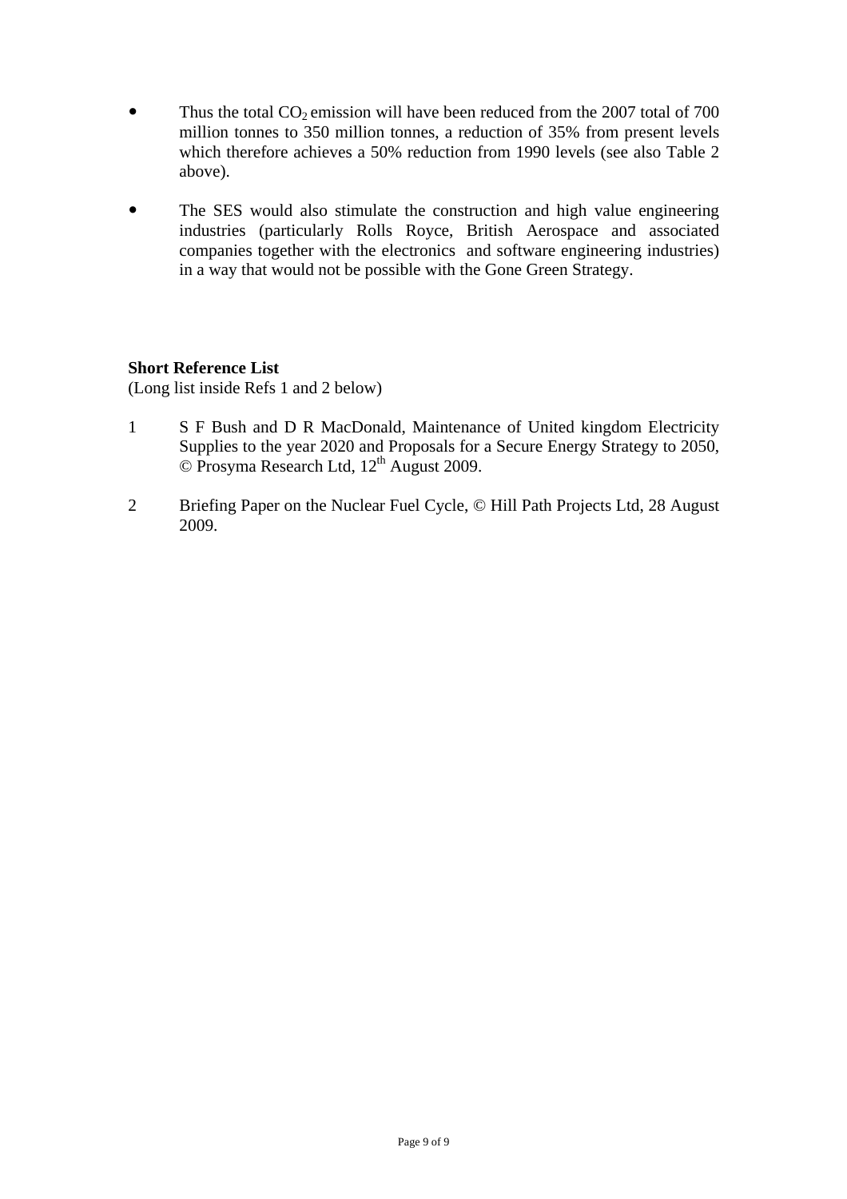- Thus the total $CO_2$ emission will have been reduced from the 2007 total of 700 million tonnes to 350 million tonnes, a reduction of 35% from present levels which therefore achieves a 50% reduction from 1990 levels (see also Table 2 above).

- The SES would also stimulate the construction and high value engineering industries (particularly Rolls Royce, British Aerospace and associated companies together with the electronics and software engineering industries) in a way that would not be possible with the Gone Green Strategy.

**Short Reference List**

(Long list inside Refs 1 and 2 below)

1. S F Bush and D R MacDonald, Maintenance of United kingdom Electricity Supplies to the year 2020 and Proposals for a Secure Energy Strategy to 2050, © Prosyma Research Ltd, 12th August 2009.

2. Briefing Paper on the Nuclear Fuel Cycle, © Hill Path Projects Ltd, 28 August 2009.